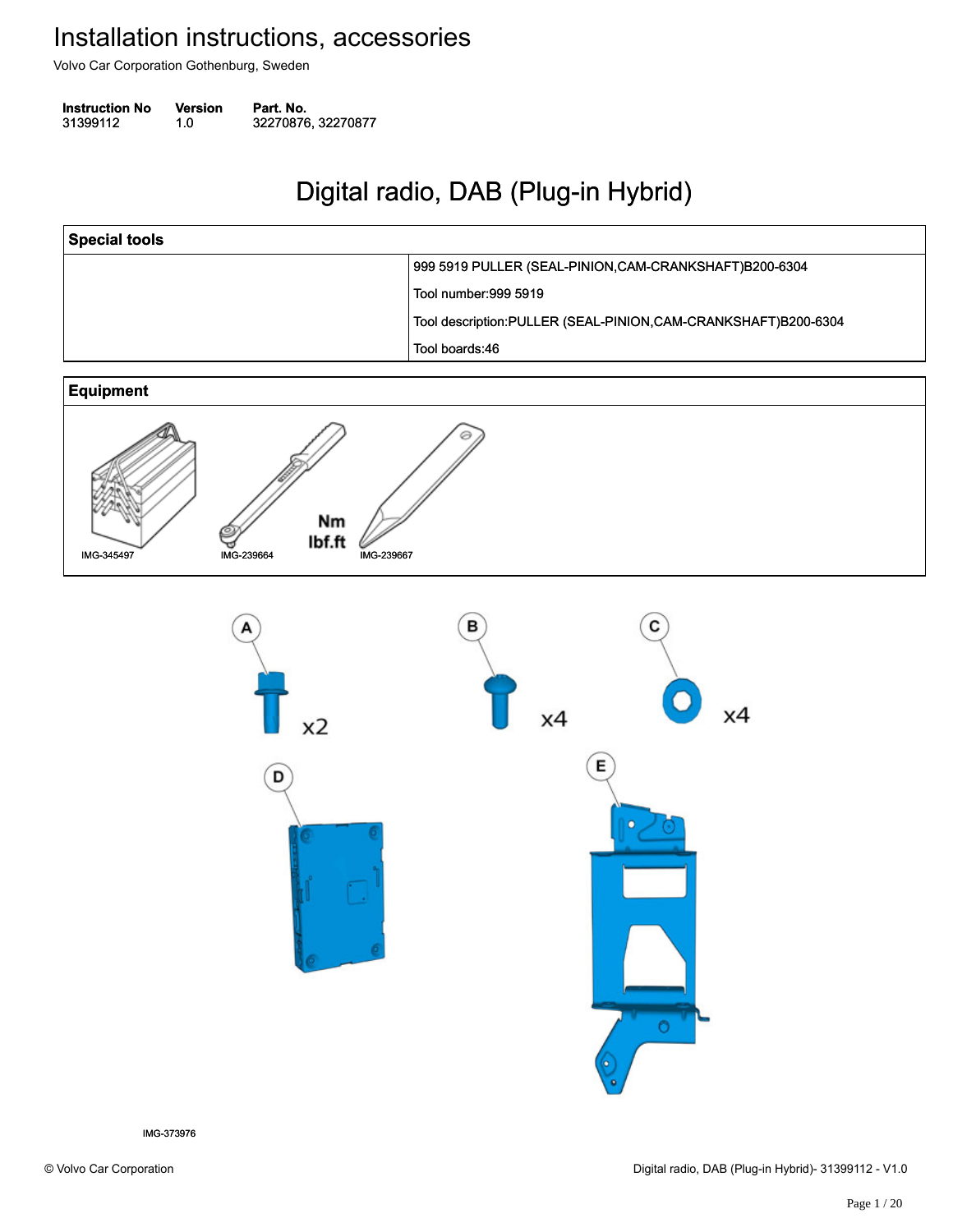# Installation instructions, accessories

Volvo Car Corporation Gothenburg, Sweden

| Instruction No | Version | Part. No. |
|---|---|---|
| 31399112 | 1.0 | 32270876, 32270877 |

## Digital radio, DAB (Plug-in Hybrid)

| Special tools | |
|---|---|
| | 999 5919 PULLER (SEAL-PINION,CAM-CRANKSHAFT)B200-6304<br>Tool number:999 5919<br>Tool description:PULLER (SEAL-PINION,CAM-CRANKSHAFT)B200-6304<br>Tool boards:46 |

| Equipment |
|---|
| IMG-345497 IMG-239664 Nm lbf.ft IMG-239667 |

A x2

B x4

C x4

D

E

IMG-373976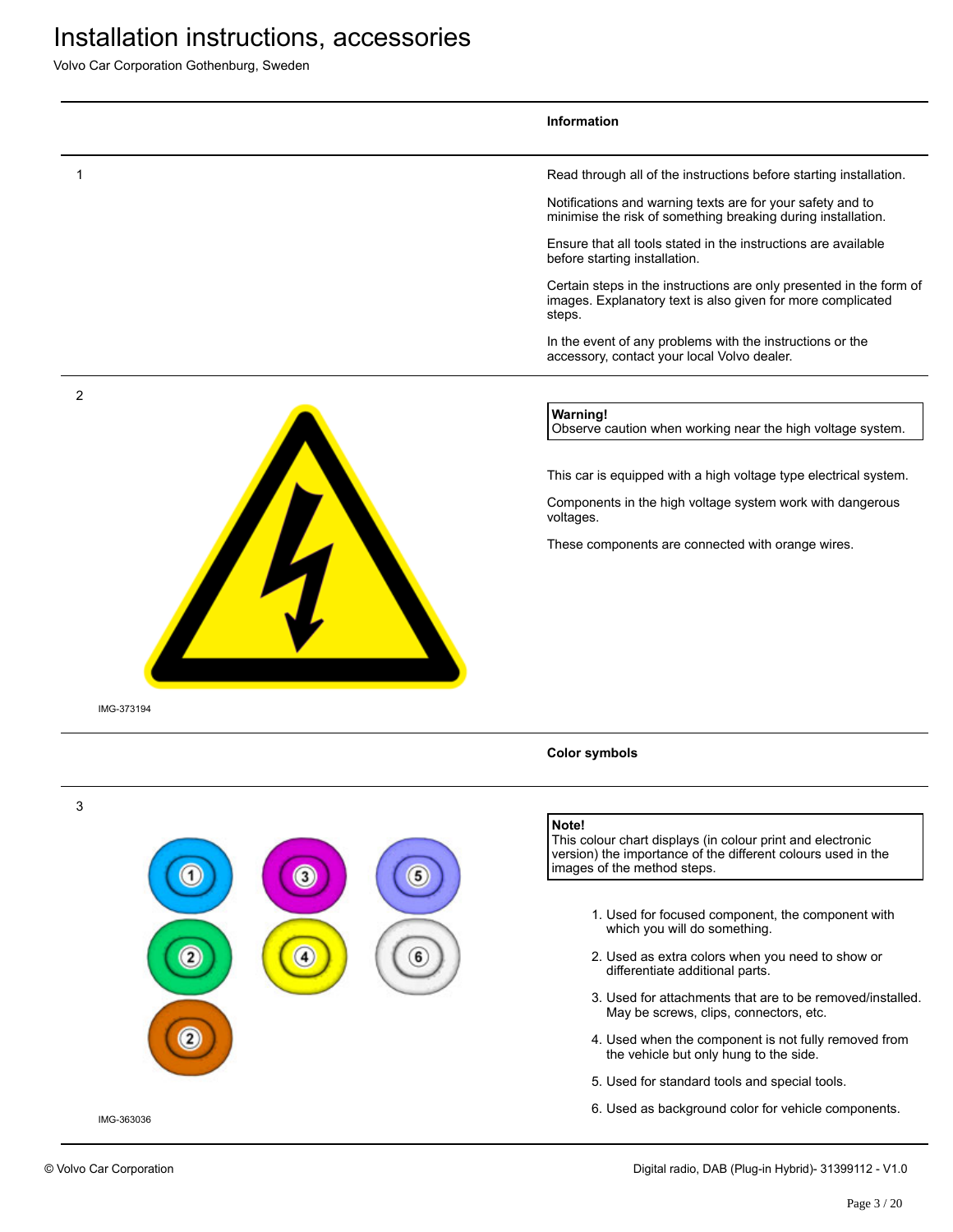# Installation instructions, accessories

Volvo Car Corporation Gothenburg, Sweden

**Information**

1

Read through all of the instructions before starting installation.

Notifications and warning texts are for your safety and to minimise the risk of something breaking during installation.

Ensure that all tools stated in the instructions are available before starting installation.

Certain steps in the instructions are only presented in the form of images. Explanatory text is also given for more complicated steps.

In the event of any problems with the instructions or the accessory, contact your local Volvo dealer.

2

IMG-373194

**Warning!**
Observe caution when working near the high voltage system.

This car is equipped with a high voltage type electrical system.

Components in the high voltage system work with dangerous voltages.

These components are connected with orange wires.

**Color symbols**

3

IMG-363036

**Note!**
This colour chart displays (in colour print and electronic version) the importance of the different colours used in the images of the method steps.

1. Used for focused component, the component with which you will do something.
2. Used as extra colors when you need to show or differentiate additional parts.
3. Used for attachments that are to be removed/installed. May be screws, clips, connectors, etc.
4. Used when the component is not fully removed from the vehicle but only hung to the side.
5. Used for standard tools and special tools.
6. Used as background color for vehicle components.

© Volvo Car Corporation

Digital radio, DAB (Plug-in Hybrid)- 31399112 - V1.0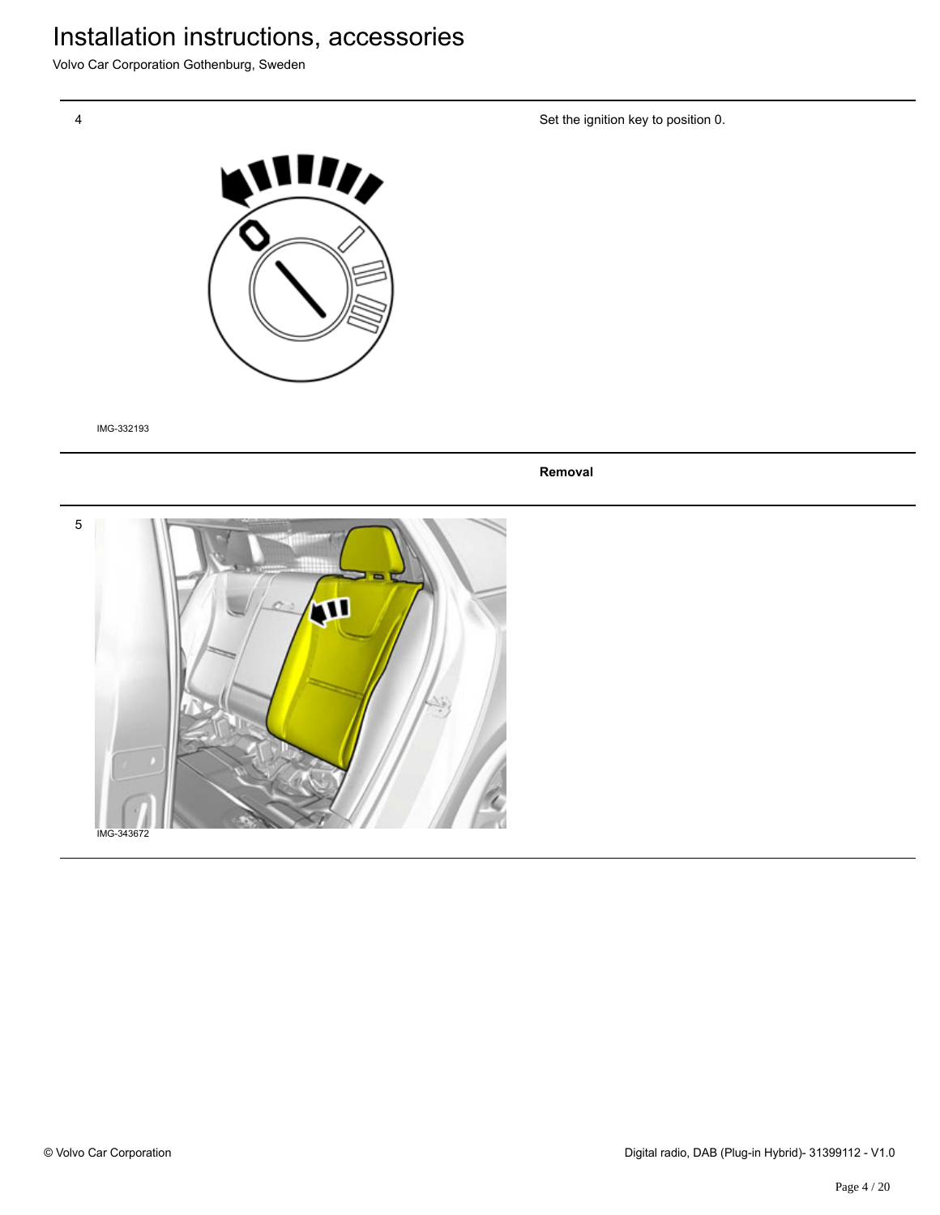# Installation instructions, accessories

Volvo Car Corporation Gothenburg, Sweden

4

Set the ignition key to position 0.

IMG-332193

**Removal**

5

IMG-343672

© Volvo Car Corporation

Digital radio, DAB (Plug-in Hybrid)- 31399112 - V1.0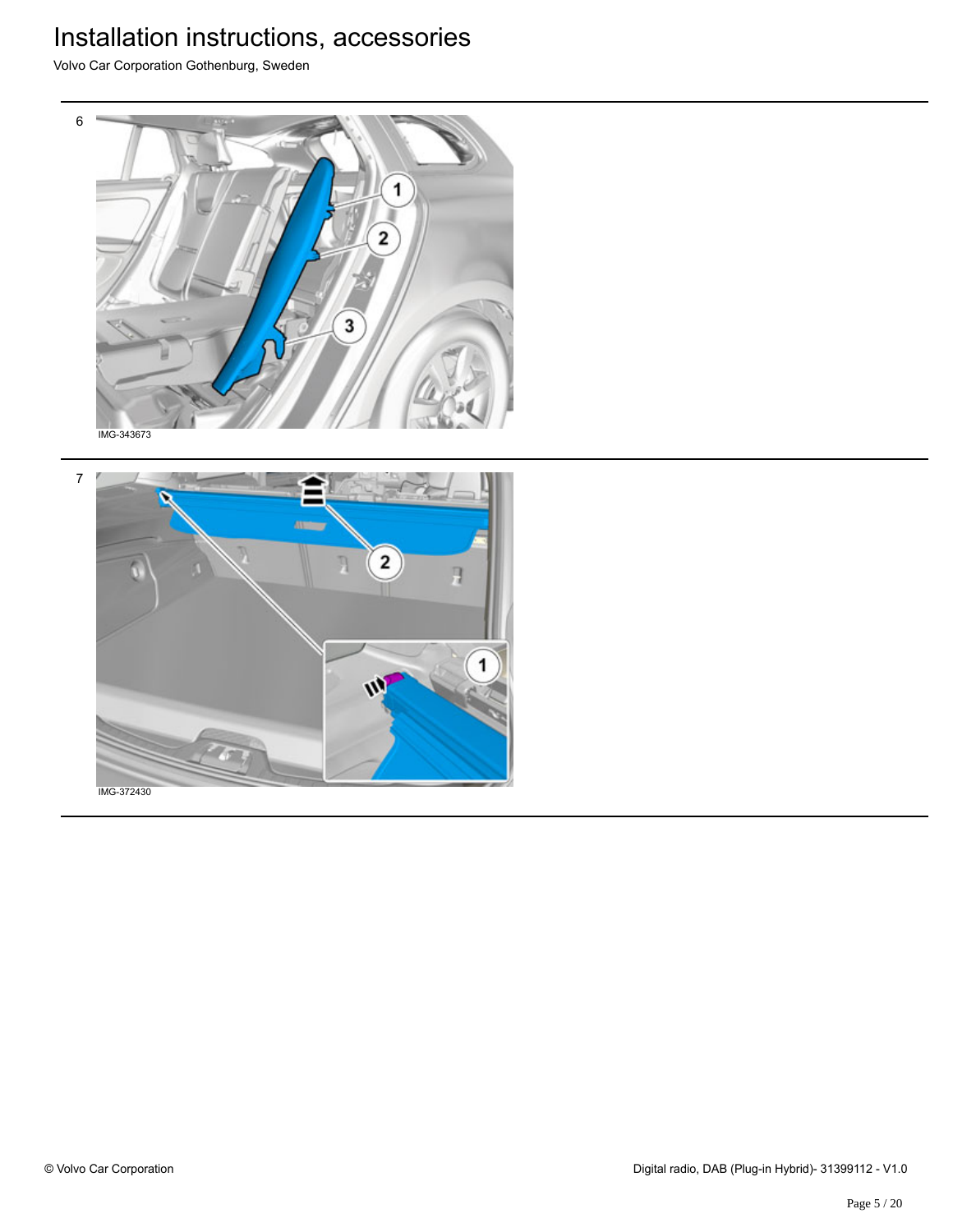6

IMG-343673

7

IMG-372430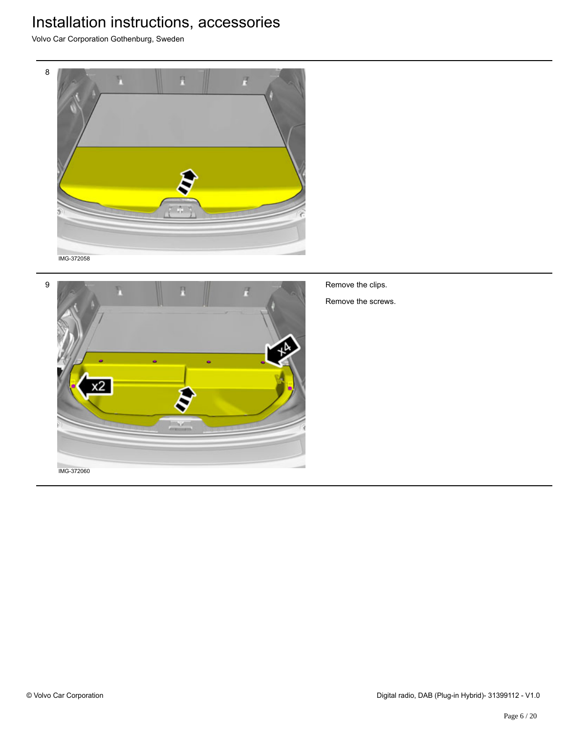8

IMG-372058

9

IMG-372060

Remove the clips.

Remove the screws.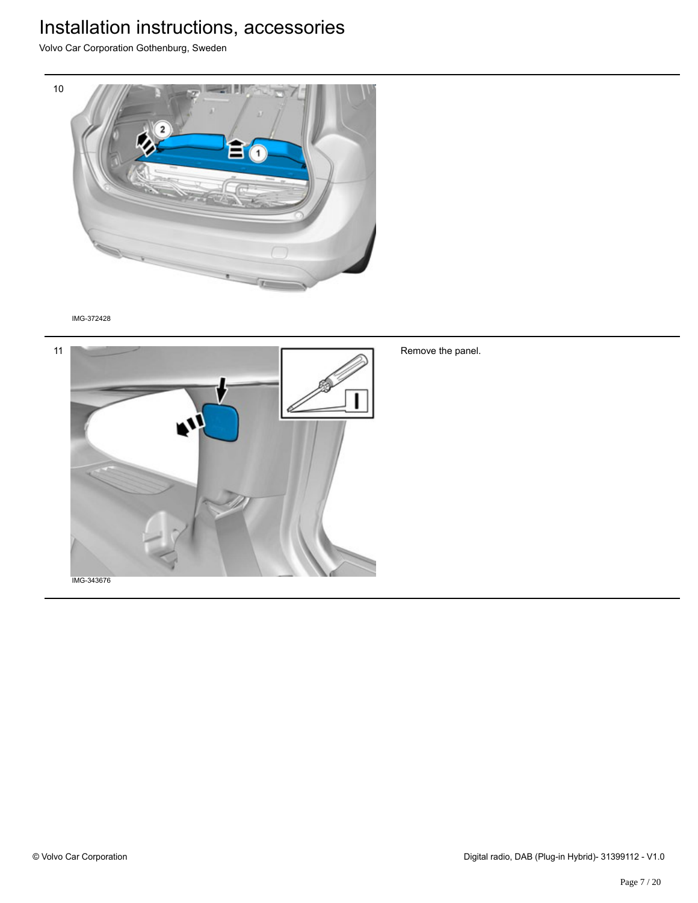10

IMG-372428

11

Remove the panel.

IMG-343676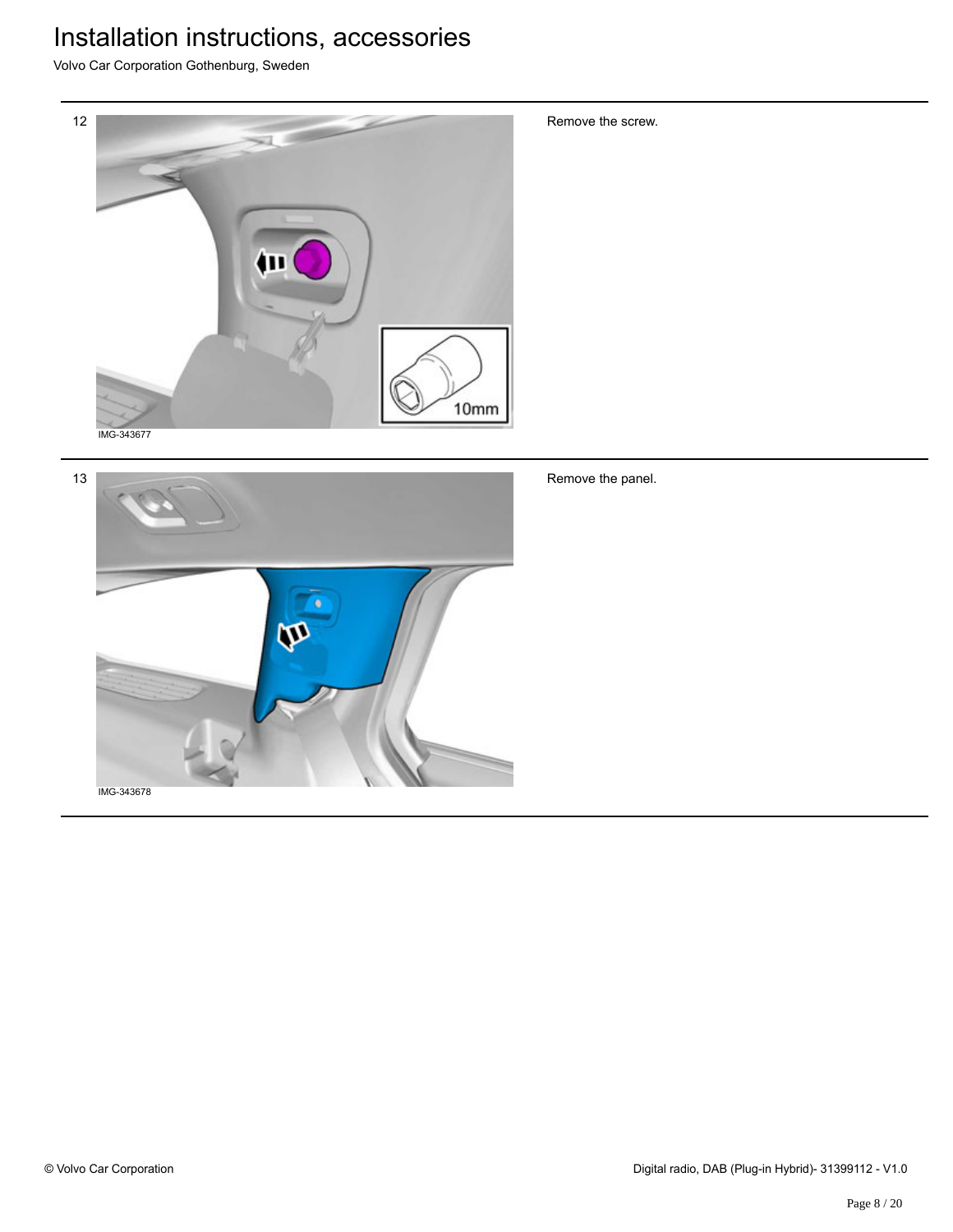12

IMG-343677

Remove the screw.

13

IMG-343678

Remove the panel.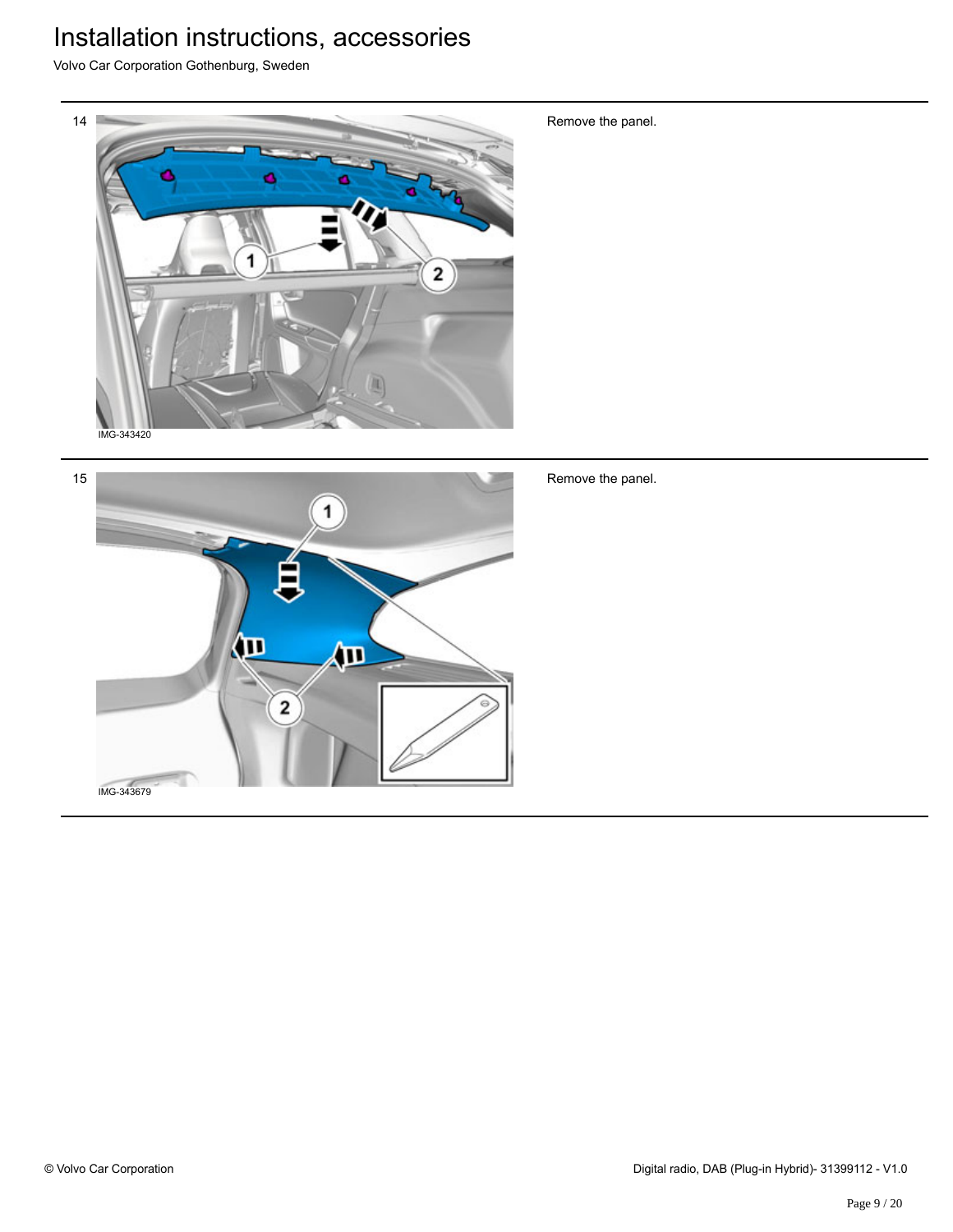14

IMG-343420

Remove the panel.

15

IMG-343679

Remove the panel.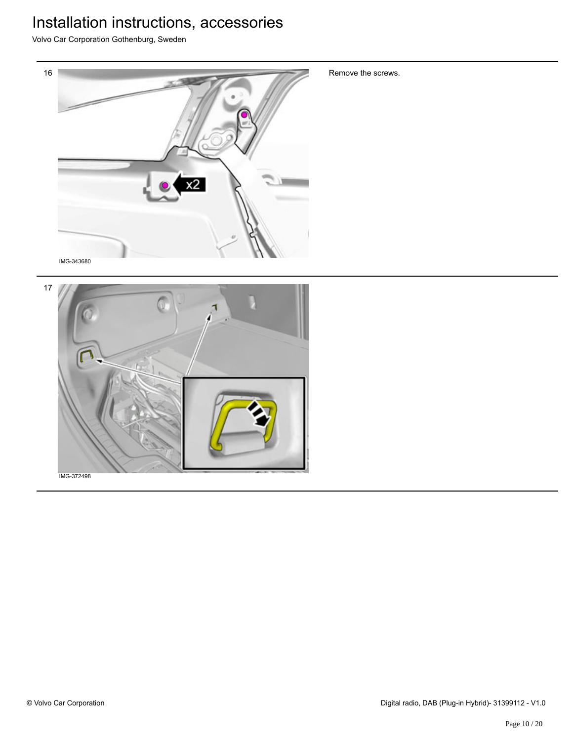16

Remove the screws.

IMG-343680

17

IMG-372498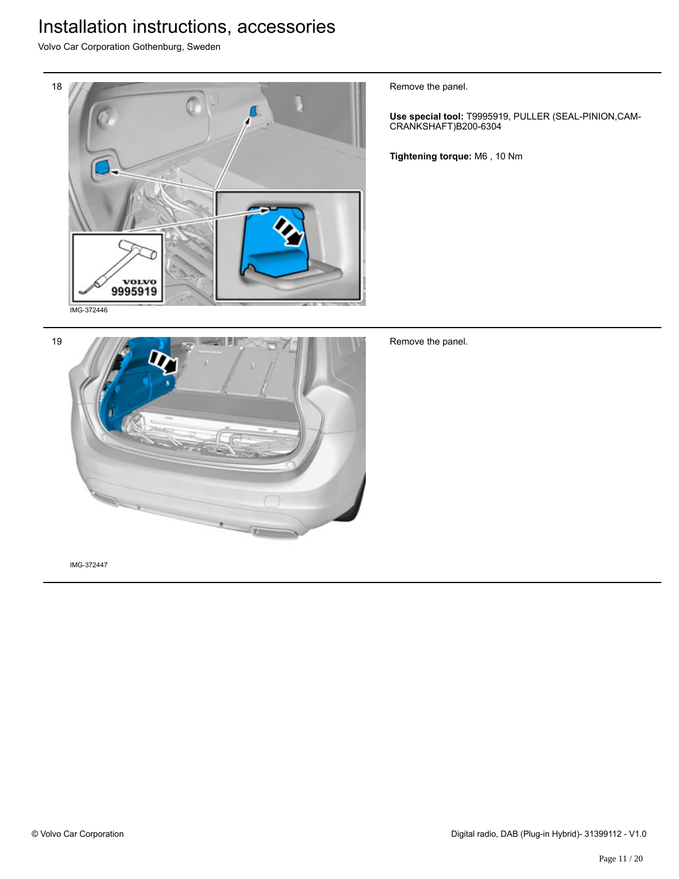18

IMG-372446

Remove the panel.

**Use special tool:** T9995919, PULLER (SEAL-PINION,CAM-CRANKSHAFT)B200-6304

**Tightening torque:** M6 , 10 Nm

19

IMG-372447

Remove the panel.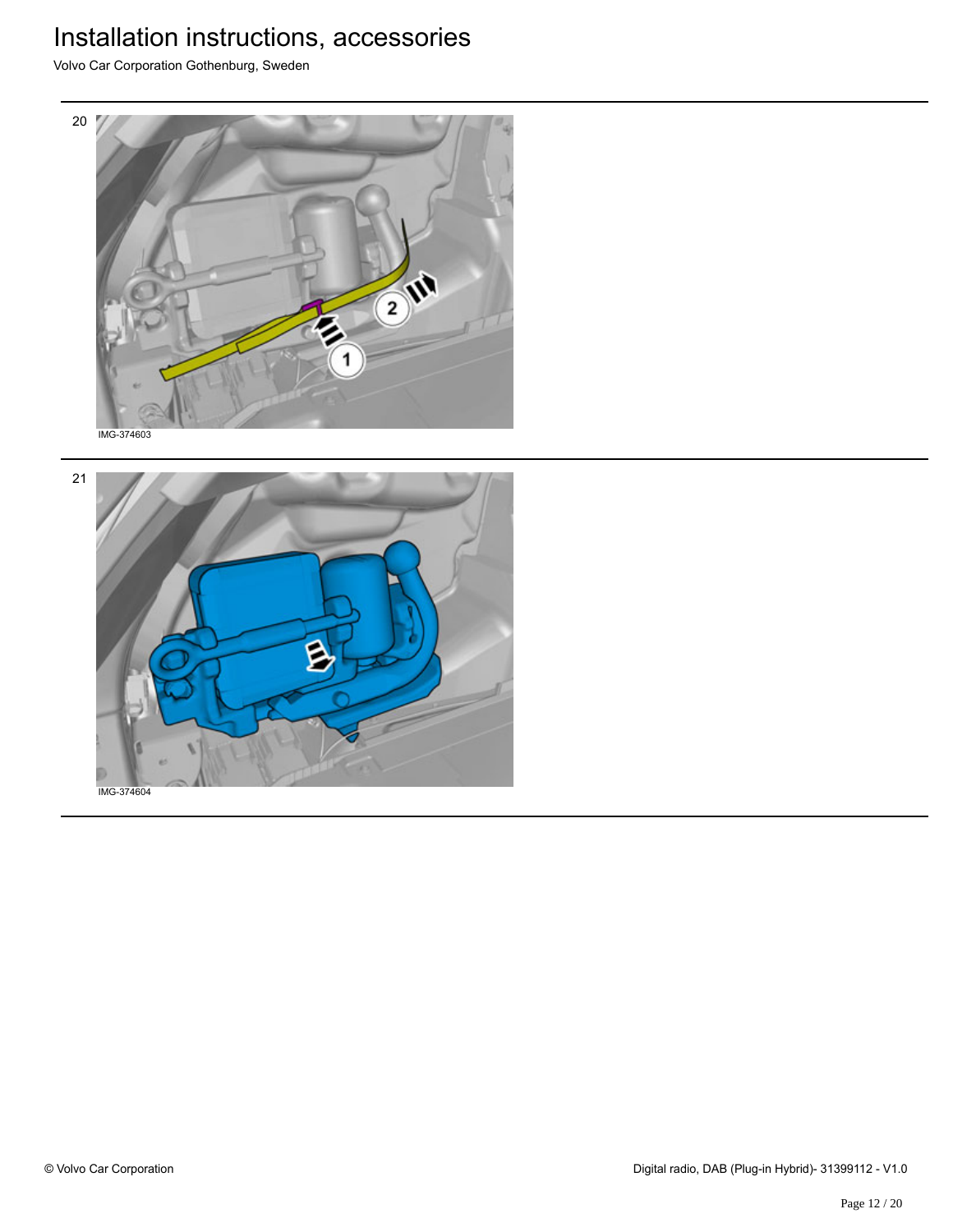20

IMG-374603

21

IMG-374604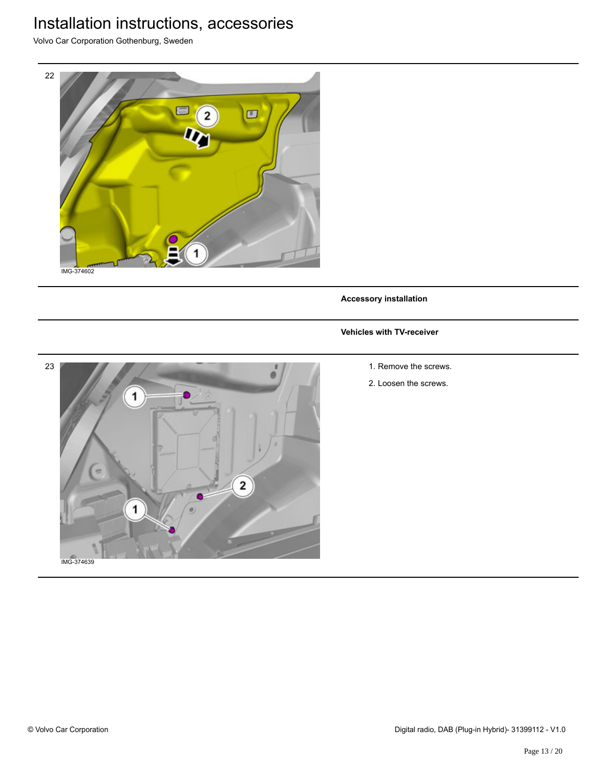22

IMG-374602

**Accessory installation**

**Vehicles with TV-receiver**

23

IMG-374639

1. Remove the screws.
2. Loosen the screws.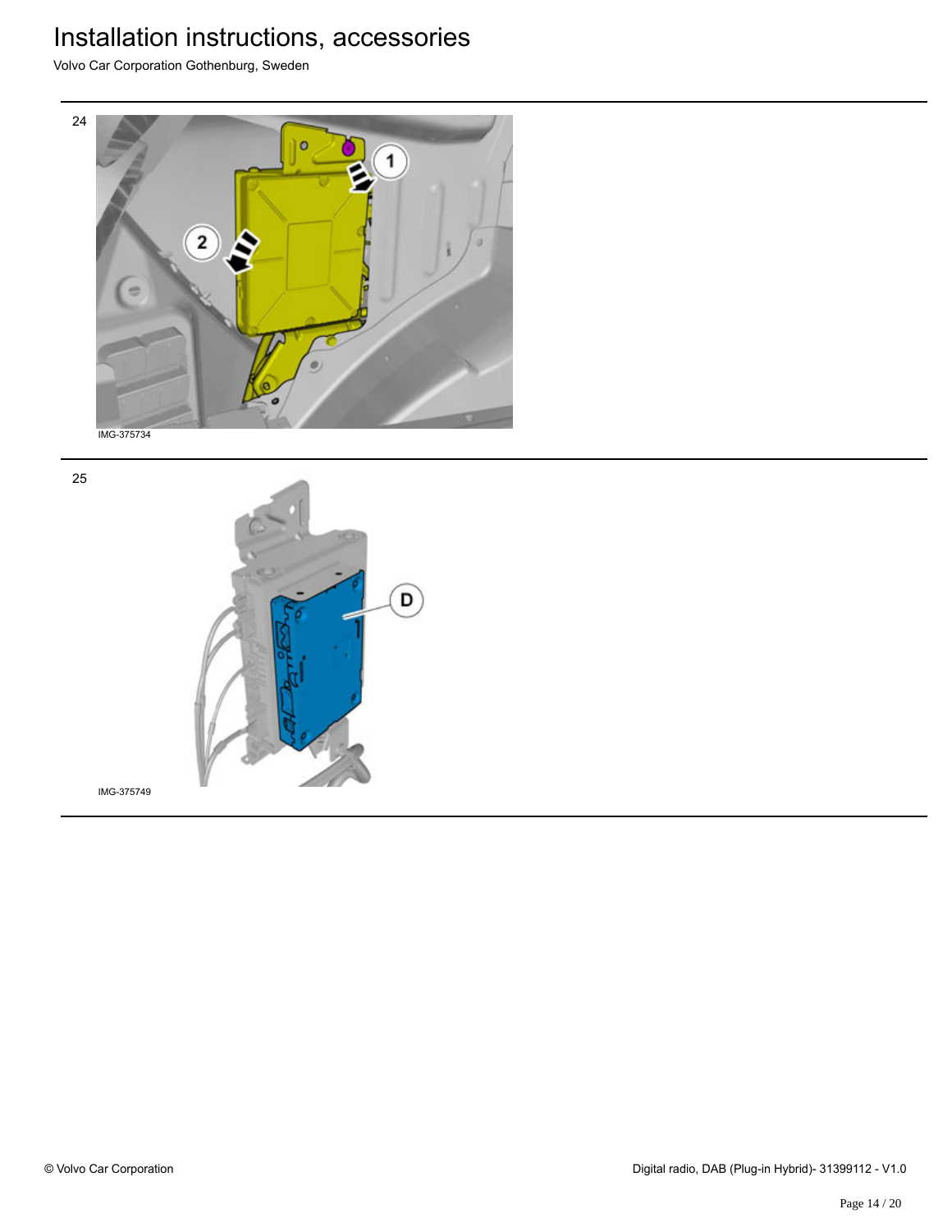24

IMG-375734

25

IMG-375749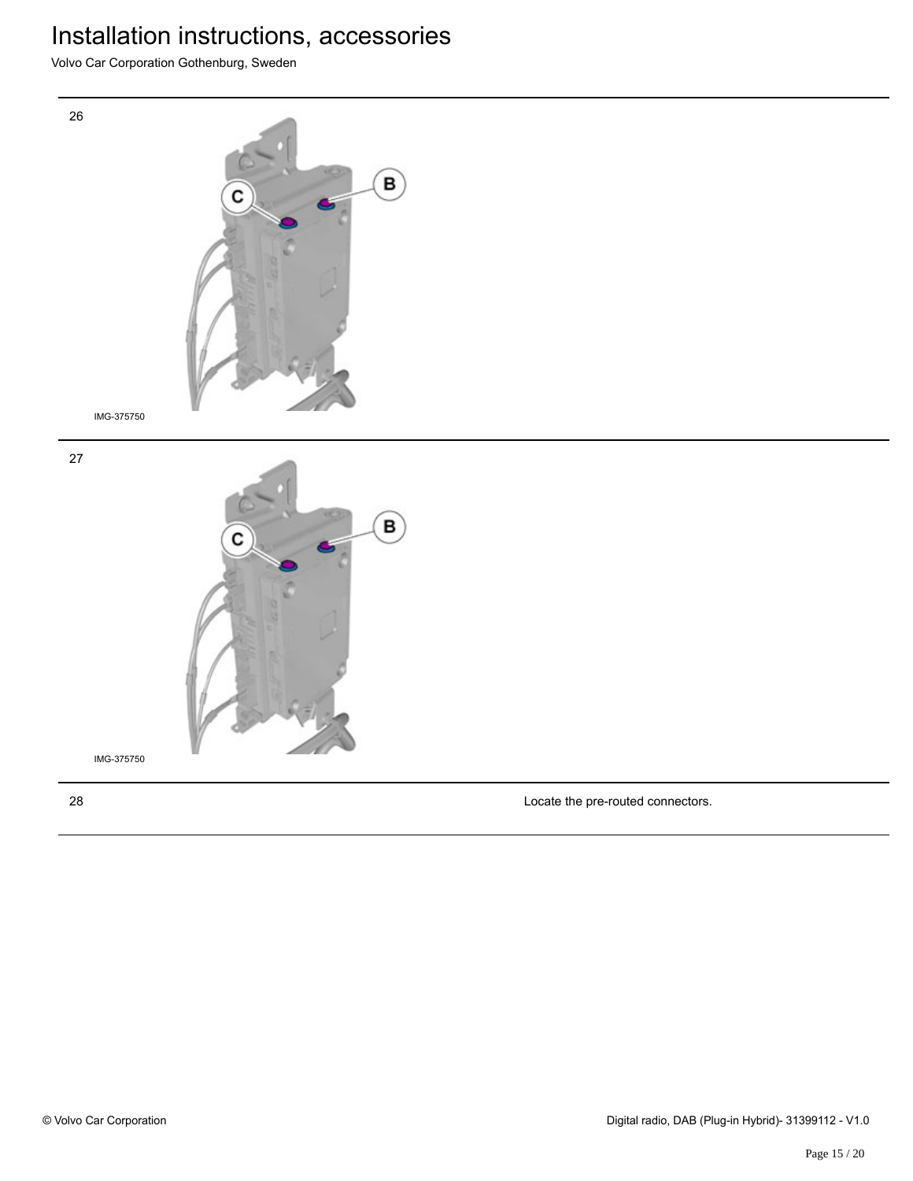26

IMG-375750

27

IMG-375750

28

Locate the pre-routed connectors.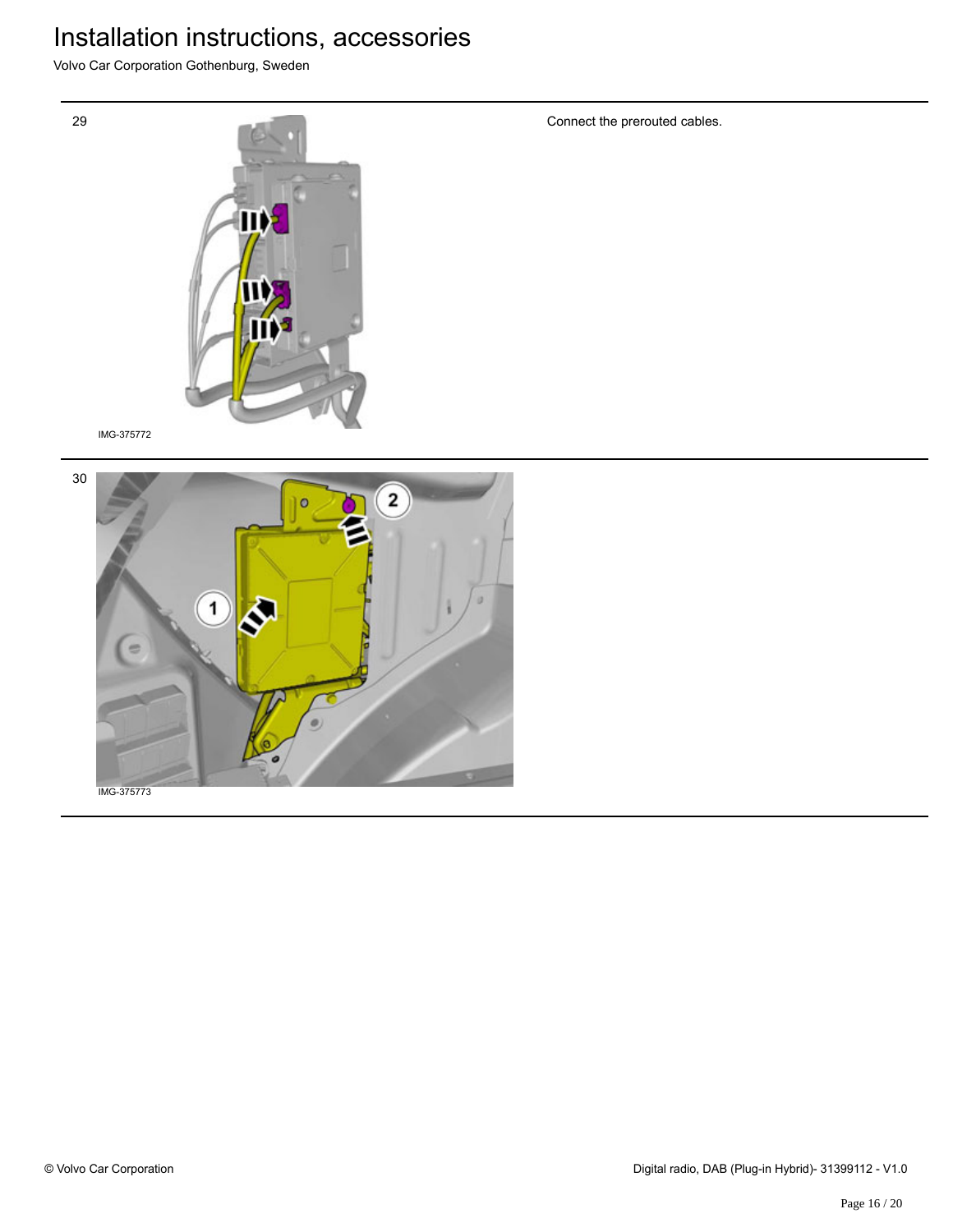29

Connect the prerouted cables.

IMG-375772

30

IMG-375773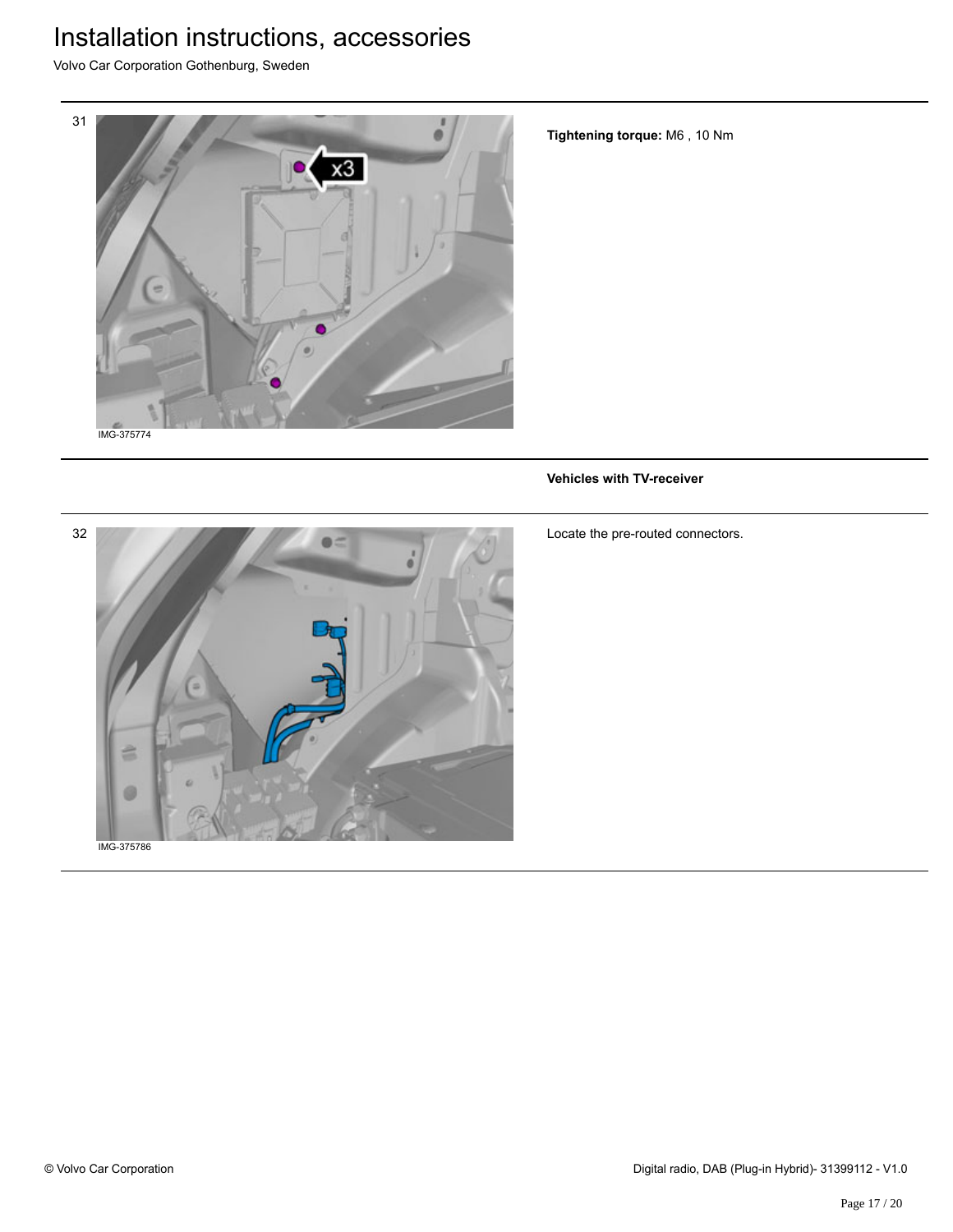31

IMG-375774

**Tightening torque:** M6 , 10 Nm

**Vehicles with TV-receiver**

32

IMG-375786

Locate the pre-routed connectors.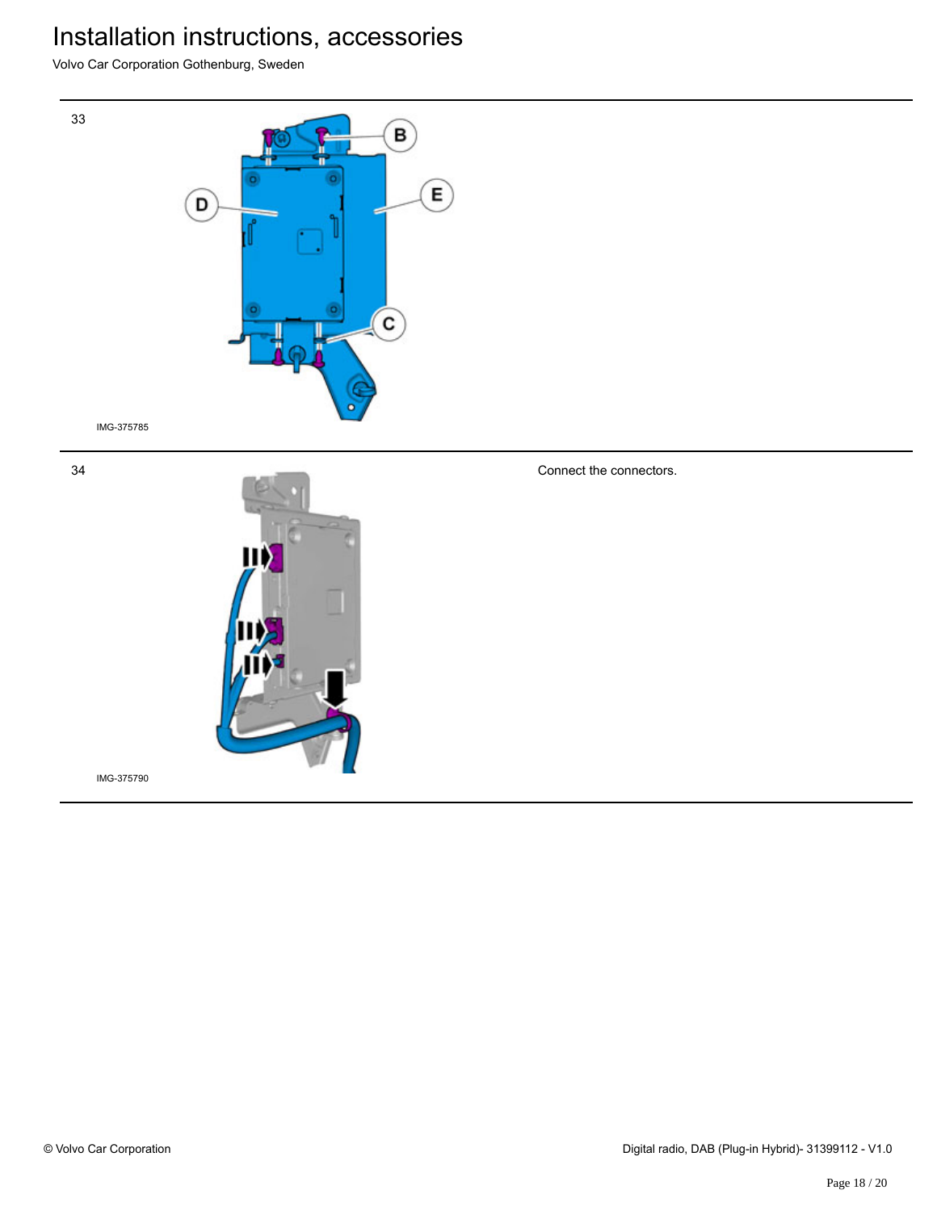33

IMG-375785

34

IMG-375790

Connect the connectors.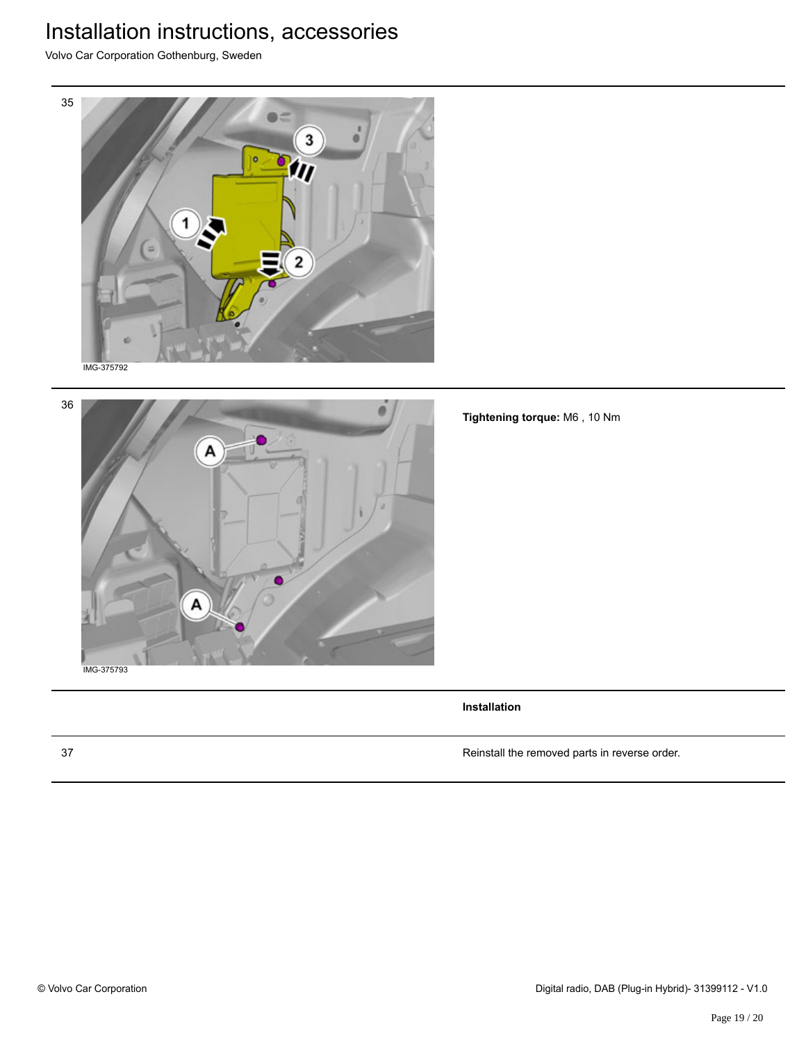| | | |
|---|---|---|
| 35 | IMG-375792 | |
| 36 | IMG-375793 | **Tightening torque:** M6 , 10 Nm |
| | | **Installation** |
| 37 | | Reinstall the removed parts in reverse order. |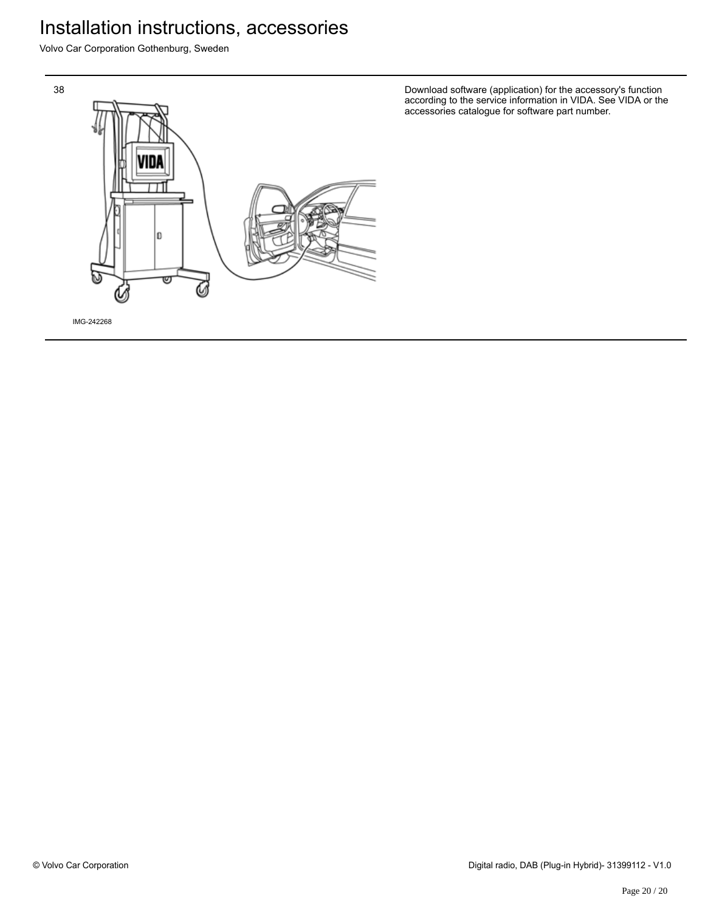38

IMG-242268

Download software (application) for the accessory's function according to the service information in VIDA. See VIDA or the accessories catalogue for software part number.